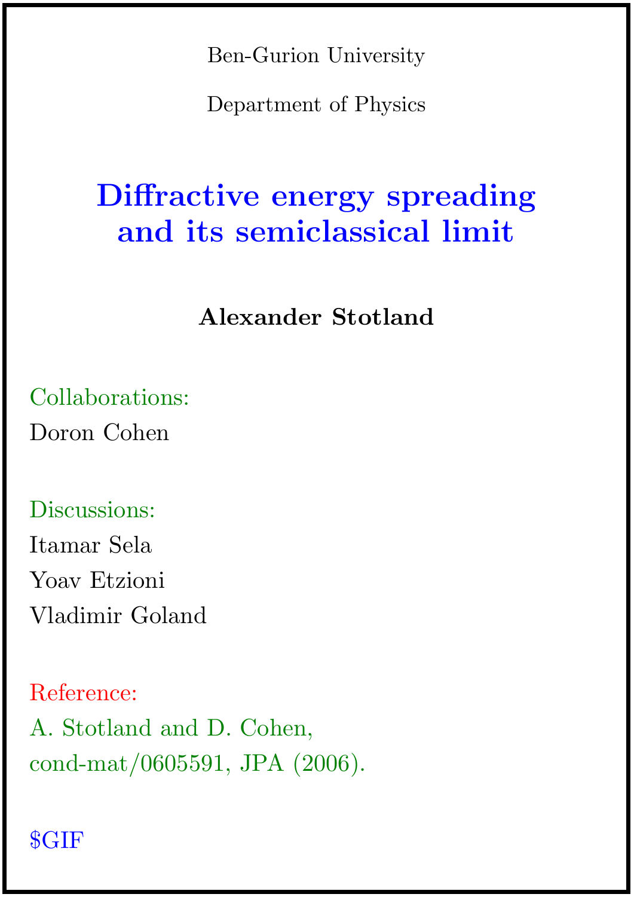Ben-Gurion University

Department of Physics

# Diffractive energy spreading and its semiclassical limit

**Alexander Stotland**

Collaborations:

Doron Cohen

Discussions:

Itamar Sela

Yoav Etzioni

Vladimir Goland

Reference:

A. Stotland and D. Cohen,

cond-mat/0605591, JPA (2006).

$GIF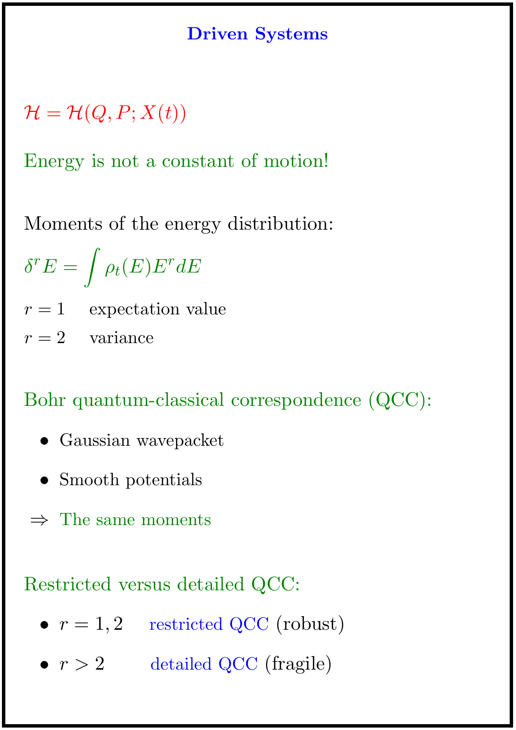# Driven Systems

$\mathcal{H} = \mathcal{H}(Q, P; X(t))$

Energy is not a constant of motion!

Moments of the energy distribution:

$$\delta^r E = \int \rho_t(E) E^r dE$$

$r = 1$ expectation value

$r = 2$ variance

Bohr quantum-classical correspondence (QCC):

- Gaussian wavepacket
- Smooth potentials

$\Rightarrow$ The same moments

Restricted versus detailed QCC:

- $r = 1, 2$ restricted QCC (robust)
- $r > 2$ detailed QCC (fragile)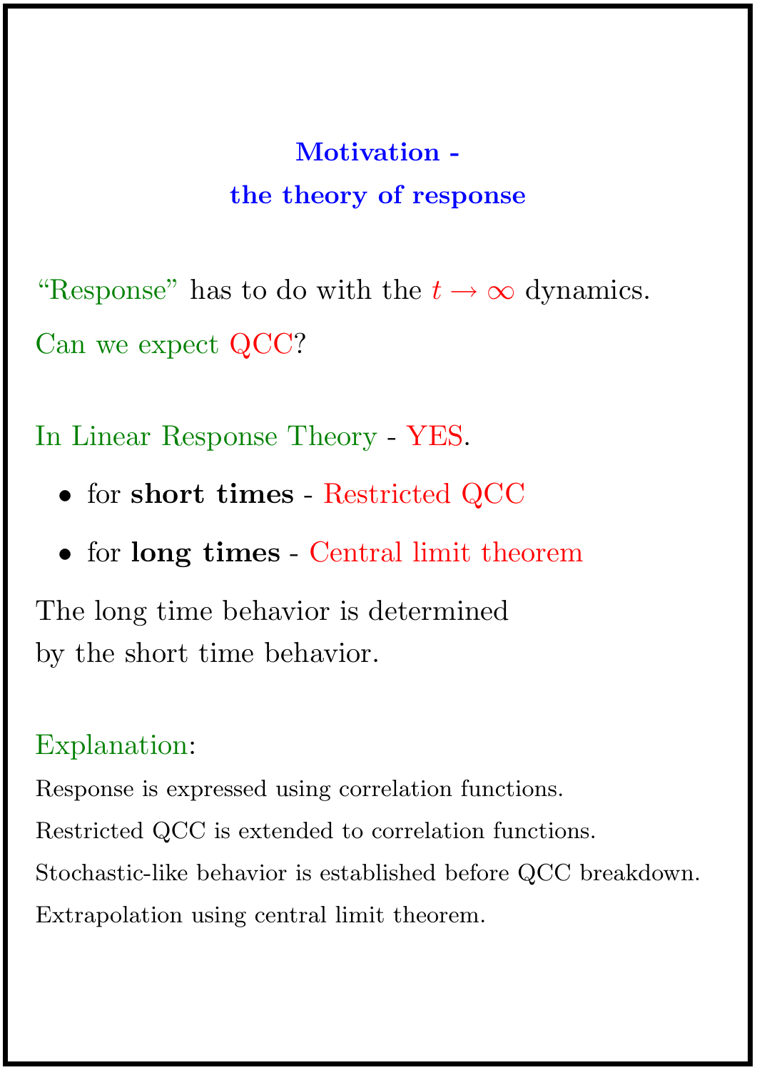## Motivation - the theory of response

"Response" has to do with the $t \to \infty$ dynamics.

Can we expect QCC?

In Linear Response Theory - YES.

- for **short times** - Restricted QCC
- for **long times** - Central limit theorem

The long time behavior is determined by the short time behavior.

Explanation:

Response is expressed using correlation functions.

Restricted QCC is extended to correlation functions.

Stochastic-like behavior is established before QCC breakdown.

Extrapolation using central limit theorem.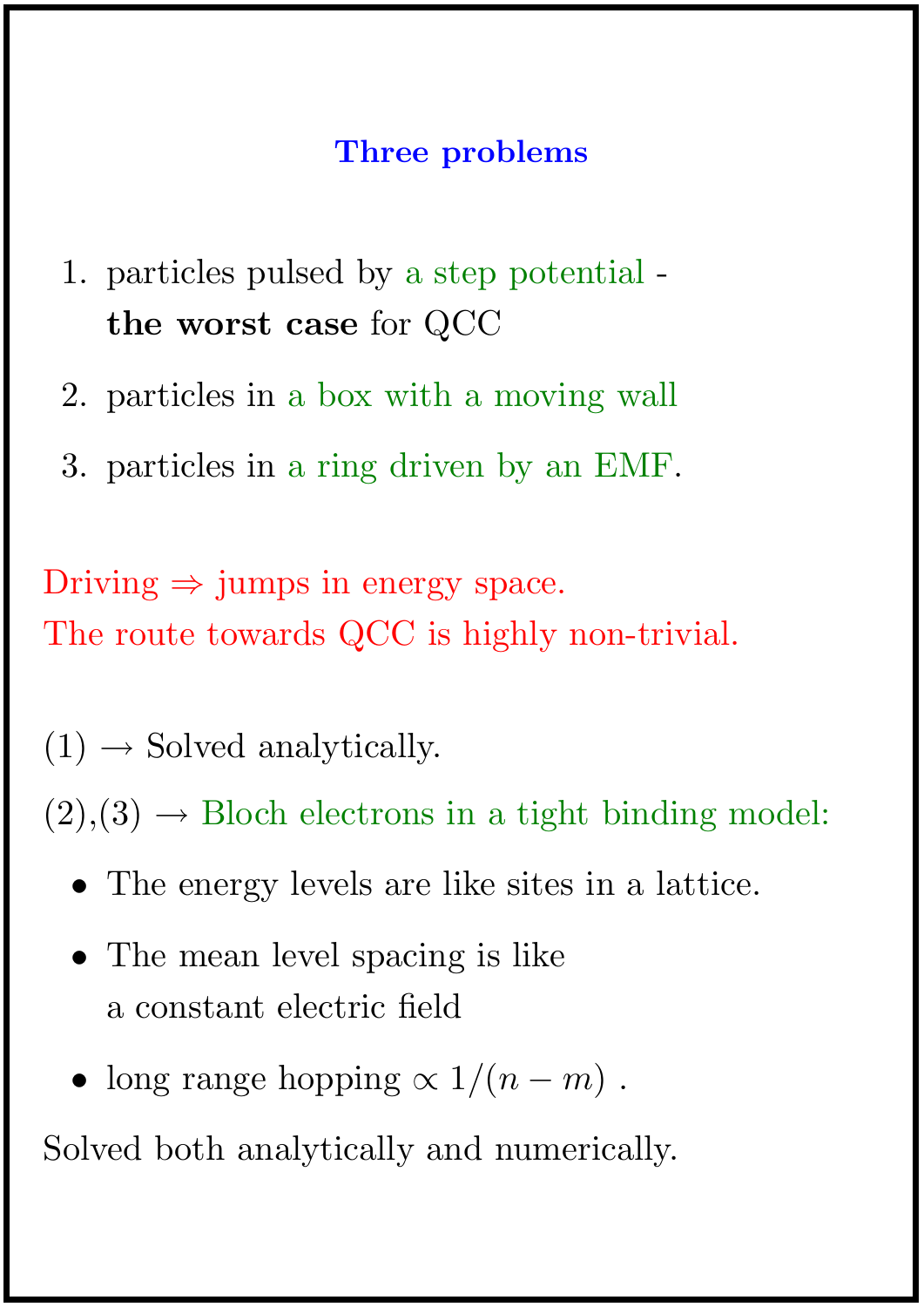## Three problems

1. particles pulsed by a step potential - **the worst case** for QCC
2. particles in a box with a moving wall
3. particles in a ring driven by an EMF.

Driving $\Rightarrow$ jumps in energy space.
The route towards QCC is highly non-trivial.

(1) $\rightarrow$ Solved analytically.

(2),(3) $\rightarrow$ Bloch electrons in a tight binding model:

- The energy levels are like sites in a lattice.
- The mean level spacing is like a constant electric field
- long range hopping $\propto 1/(n-m)$ .

Solved both analytically and numerically.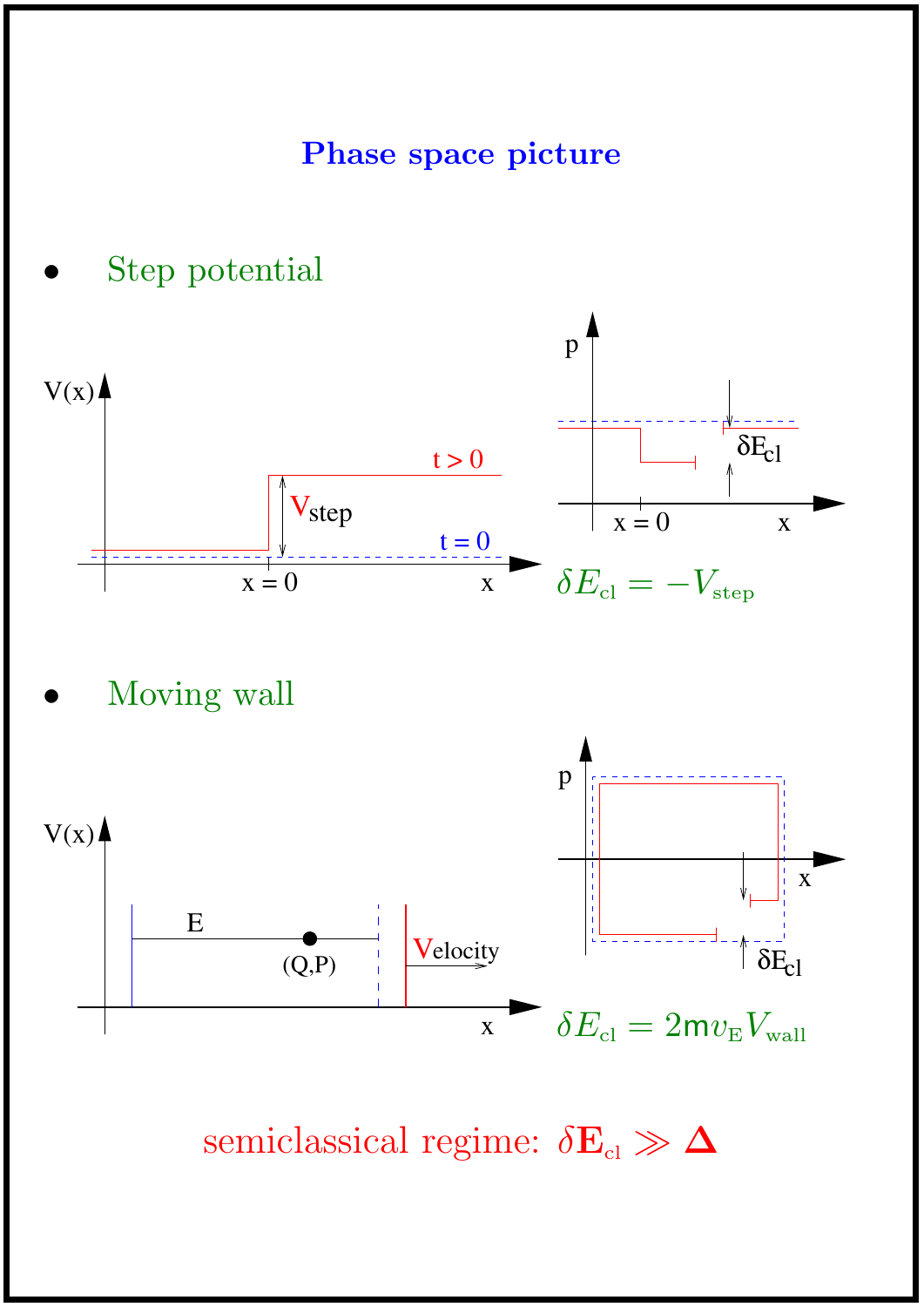# Phase space picture

- Step potential

$$\delta E_{\text{cl}} = -V_{\text{step}}$$

- Moving wall

$$\delta E_{\text{cl}} = 2\mathrm{m}v_{\text{E}}V_{\text{wall}}$$

semiclassical regime: $\delta \mathbf{E}_{\text{cl}} \gg \mathbf{\Delta}$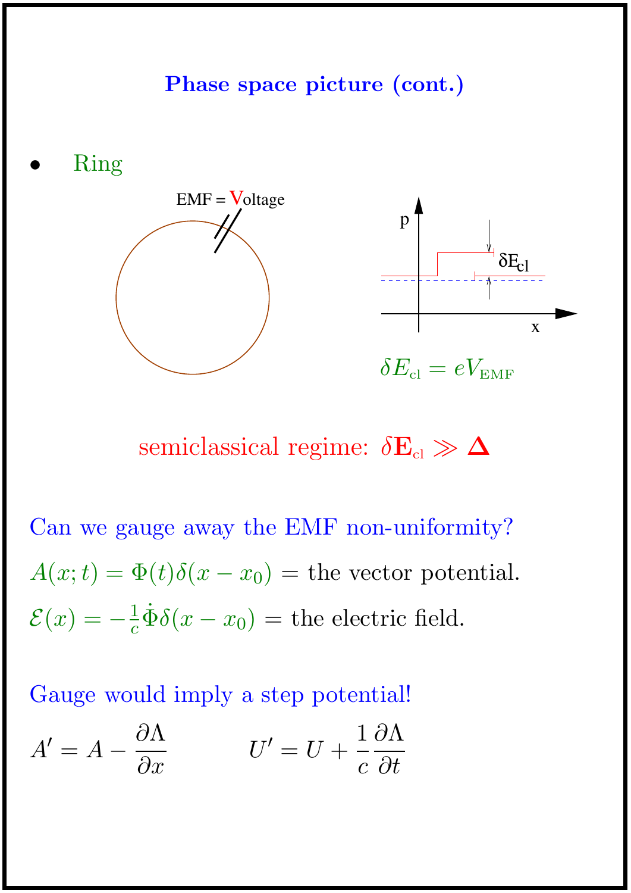## Phase space picture (cont.)

- Ring

EMF = Voltage

$\delta E_{\rm cl} = eV_{\rm EMF}$

semiclassical regime: $\delta \mathbf{E}_{\rm cl} \gg \mathbf{\Delta}$

Can we gauge away the EMF non-uniformity?

$A(x;t) = \Phi(t)\delta(x - x_0)$ = the vector potential.

$\mathcal{E}(x) = -\frac{1}{c}\dot{\Phi}\delta(x - x_0)$ = the electric field.

Gauge would imply a step potential!

$$A' = A - \frac{\partial \Lambda}{\partial x} \qquad U' = U + \frac{1}{c}\frac{\partial \Lambda}{\partial t}$$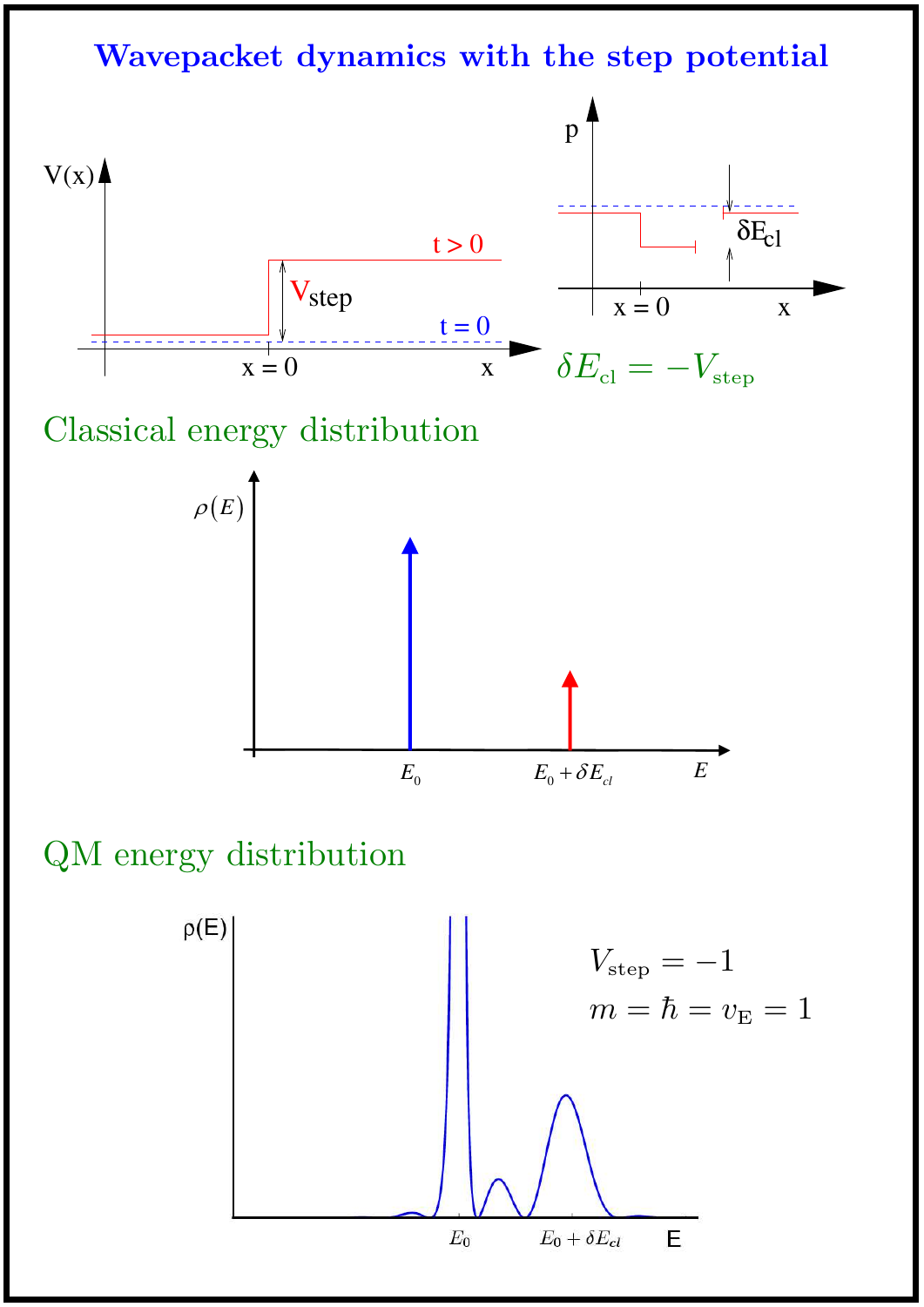# Wavepacket dynamics with the step potential

$$\delta E_{\rm cl} = -V_{\rm step}$$

## Classical energy distribution

## QM energy distribution

$V_{\rm step} = -1$

$m = \hbar = v_{\rm E} = 1$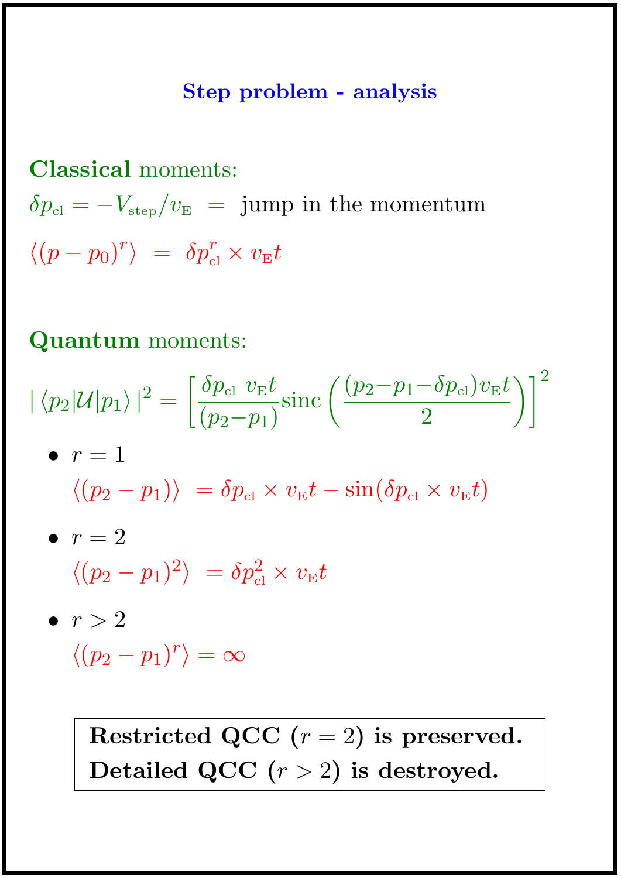## Step problem - analysis

**Classical** moments:

$\delta p_{\text{cl}} = -V_{\text{step}}/v_{\text{E}}$ = jump in the momentum

$\langle (p - p_0)^r \rangle = \delta p_{\text{cl}}^r \times v_{\text{E}} t$

**Quantum** moments:

$$|\langle p_2|\mathcal{U}|p_1\rangle|^2 = \left[\frac{\delta p_{\text{cl}}\ v_{\text{E}} t}{(p_2 - p_1)} \text{sinc}\left(\frac{(p_2 - p_1 - \delta p_{\text{cl}}) v_{\text{E}} t}{2}\right)\right]^2$$

- $r = 1$

  $\langle (p_2 - p_1) \rangle = \delta p_{\text{cl}} \times v_{\text{E}} t - \sin(\delta p_{\text{cl}} \times v_{\text{E}} t)$

- $r = 2$

  $\langle (p_2 - p_1)^2 \rangle = \delta p_{\text{cl}}^2 \times v_{\text{E}} t$

- $r > 2$

  $\langle (p_2 - p_1)^r \rangle = \infty$

**Restricted QCC ($r = 2$) is preserved.**
**Detailed QCC ($r > 2$) is destroyed.**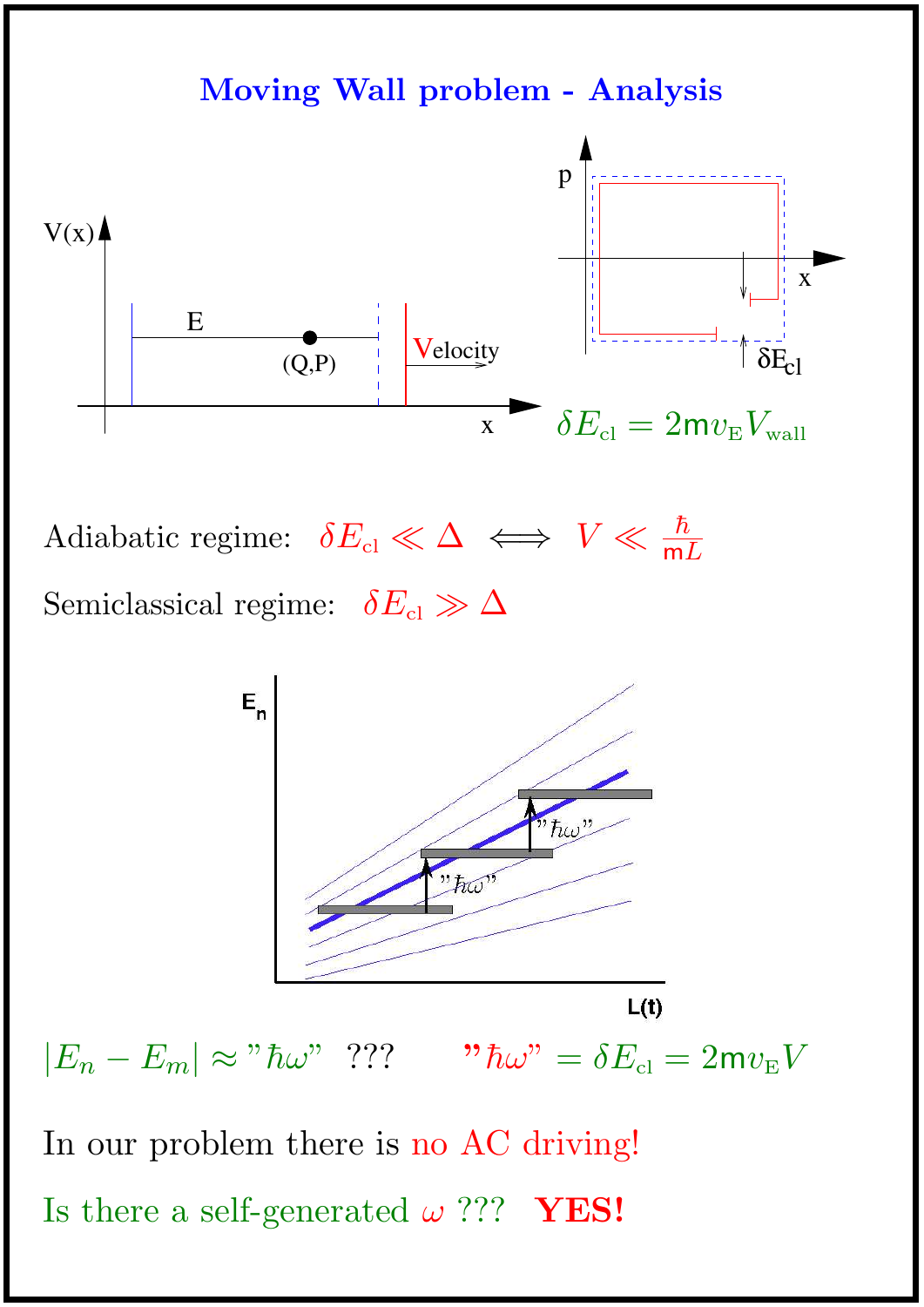# Moving Wall problem - Analysis

$$\delta E_{\rm cl} = 2\mathsf{m} v_{\rm E} V_{\rm wall}$$

Adiabatic regime: $\delta E_{\rm cl} \ll \Delta \iff V \ll \frac{\hbar}{\mathsf{m}L}$

Semiclassical regime: $\delta E_{\rm cl} \gg \Delta$

$|E_n - E_m| \approx$ "$\hbar\omega$" ???  "$\hbar\omega$" $= \delta E_{\rm cl} = 2\mathsf{m} v_{\rm E} V$

In our problem there is no AC driving!

Is there a self-generated $\omega$ ??? **YES!**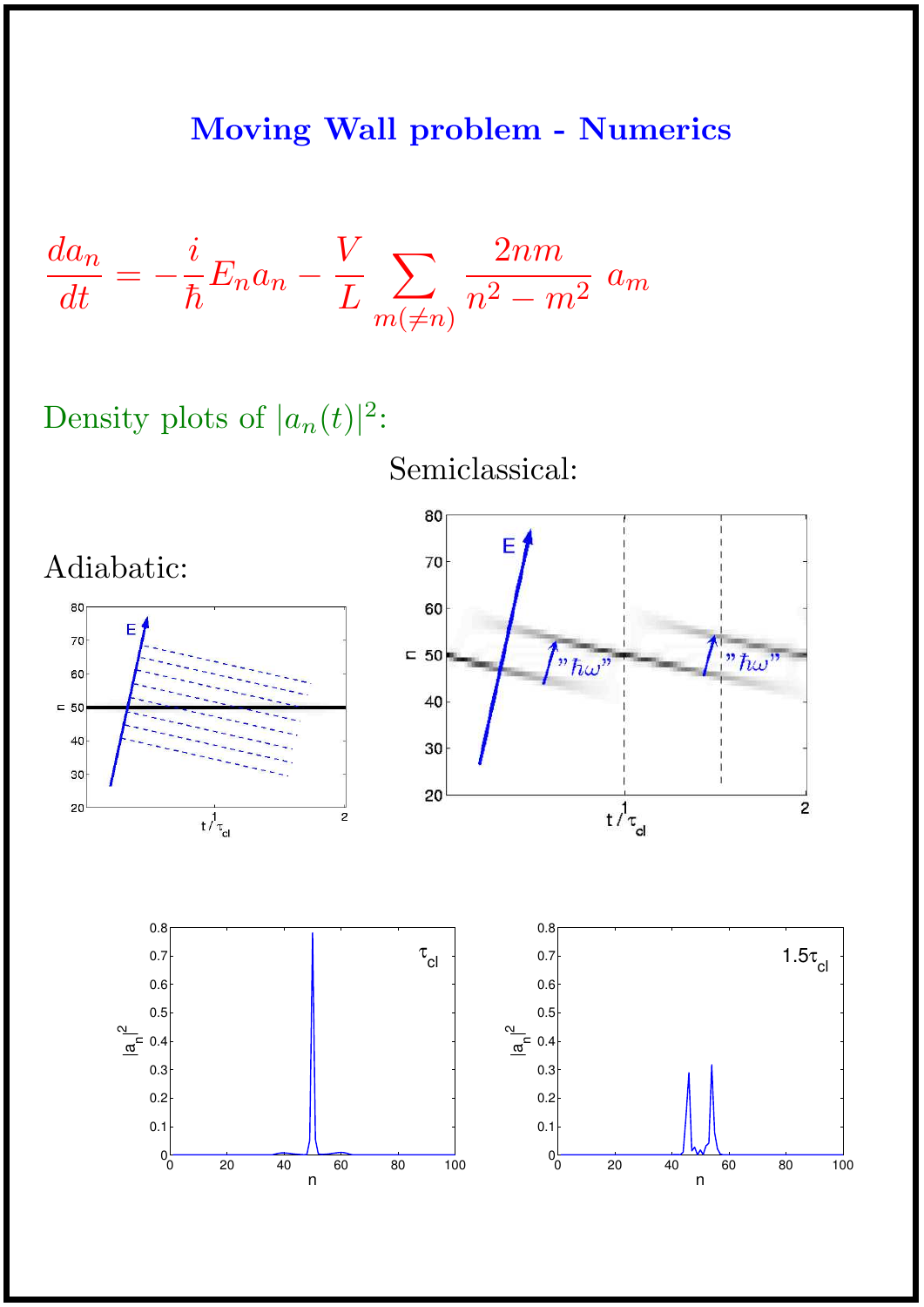# Moving Wall problem - Numerics

$$\frac{da_n}{dt} = -\frac{i}{\hbar}E_n a_n - \frac{V}{L}\sum_{m(\neq n)} \frac{2nm}{n^2 - m^2}\; a_m$$

Density plots of $|a_n(t)|^2$:

Adiabatic:

Semiclassical: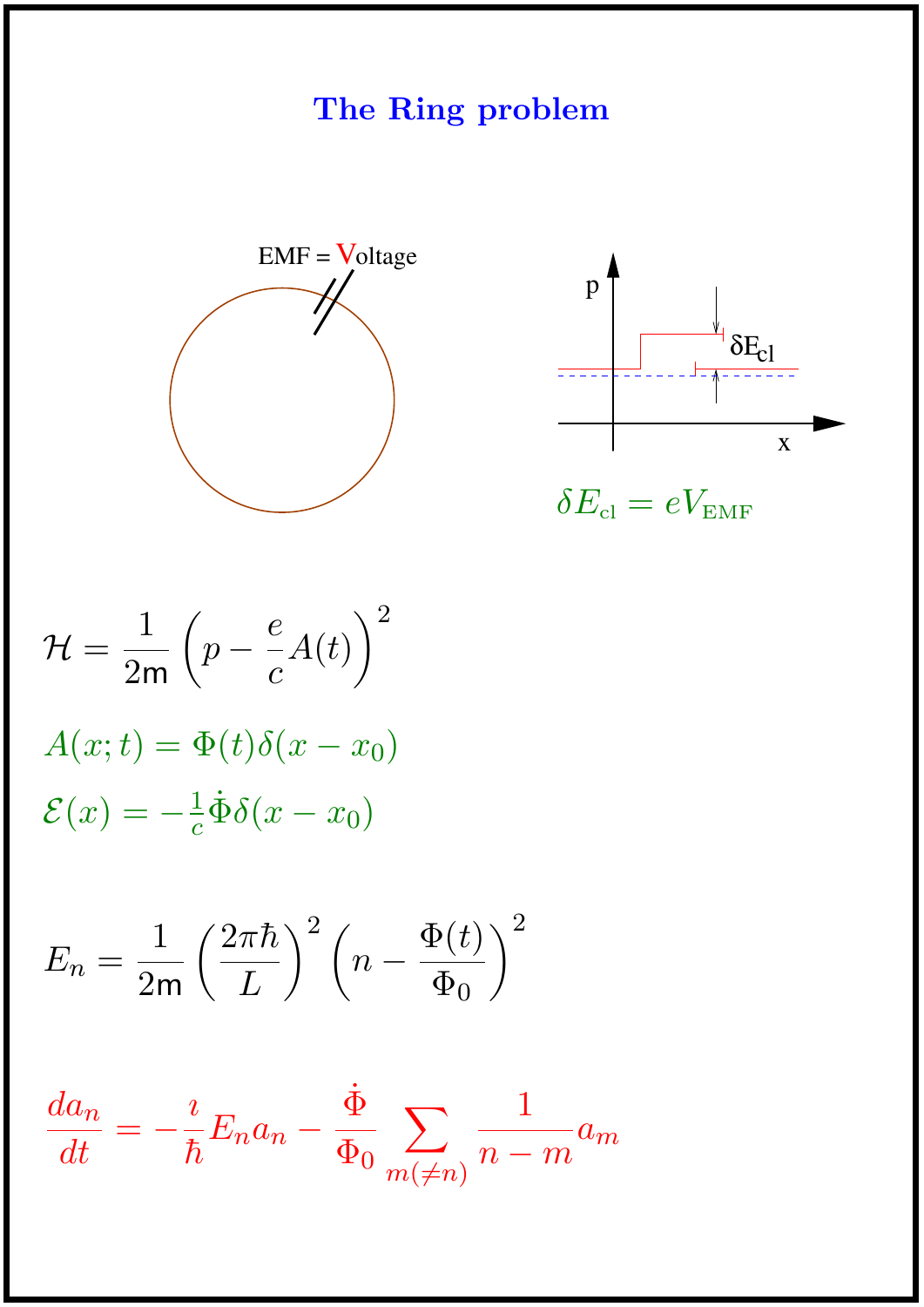# The Ring problem

EMF = Voltage

$$\delta E_{\text{cl}} = eV_{\text{EMF}}$$

$$\mathcal{H} = \frac{1}{2\mathsf{m}}\left(p - \frac{e}{c}A(t)\right)^2$$

$$A(x;t) = \Phi(t)\delta(x - x_0)$$

$$\mathcal{E}(x) = -\tfrac{1}{c}\dot{\Phi}\delta(x - x_0)$$

$$E_n = \frac{1}{2\mathsf{m}}\left(\frac{2\pi\hbar}{L}\right)^2\left(n - \frac{\Phi(t)}{\Phi_0}\right)^2$$

$$\frac{da_n}{dt} = -\frac{i}{\hbar}E_n a_n - \frac{\dot{\Phi}}{\Phi_0}\sum_{m(\neq n)}\frac{1}{n-m}a_m$$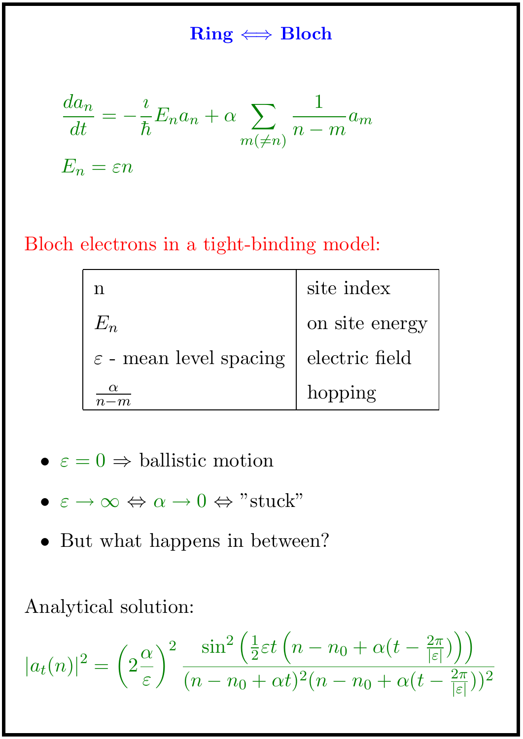## Ring $\Longleftrightarrow$ Bloch

$$\frac{da_n}{dt} = -\frac{\imath}{\hbar} E_n a_n + \alpha \sum_{m(\neq n)} \frac{1}{n-m} a_m$$

$$E_n = \varepsilon n$$

Bloch electrons in a tight-binding model:

| n | site index |
|---|---|
| $E_n$ | on site energy |
| $\varepsilon$ - mean level spacing | electric field |
| $\frac{\alpha}{n-m}$ | hopping |

- $\varepsilon = 0 \Rightarrow$ ballistic motion
- $\varepsilon \to \infty \Leftrightarrow \alpha \to 0 \Leftrightarrow$ "stuck"
- But what happens in between?

Analytical solution:

$$|a_t(n)|^2 = \left(2\frac{\alpha}{\varepsilon}\right)^2 \frac{\sin^2\left(\frac{1}{2}\varepsilon t\left(n - n_0 + \alpha(t - \frac{2\pi}{|\varepsilon|})\right)\right)}{(n - n_0 + \alpha t)^2 (n - n_0 + \alpha(t - \frac{2\pi}{|\varepsilon|}))^2}$$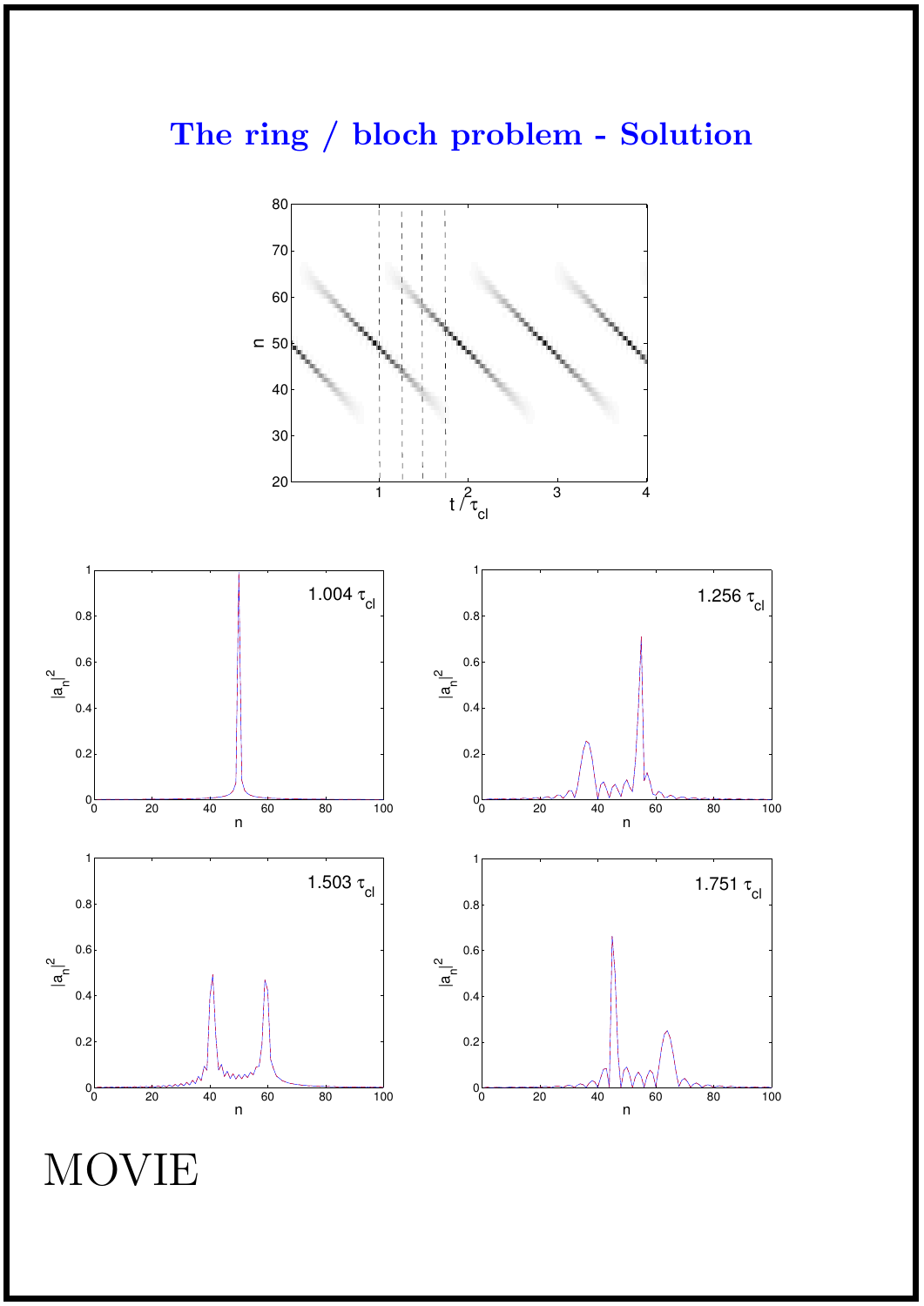# The ring / bloch problem - Solution

MOVIE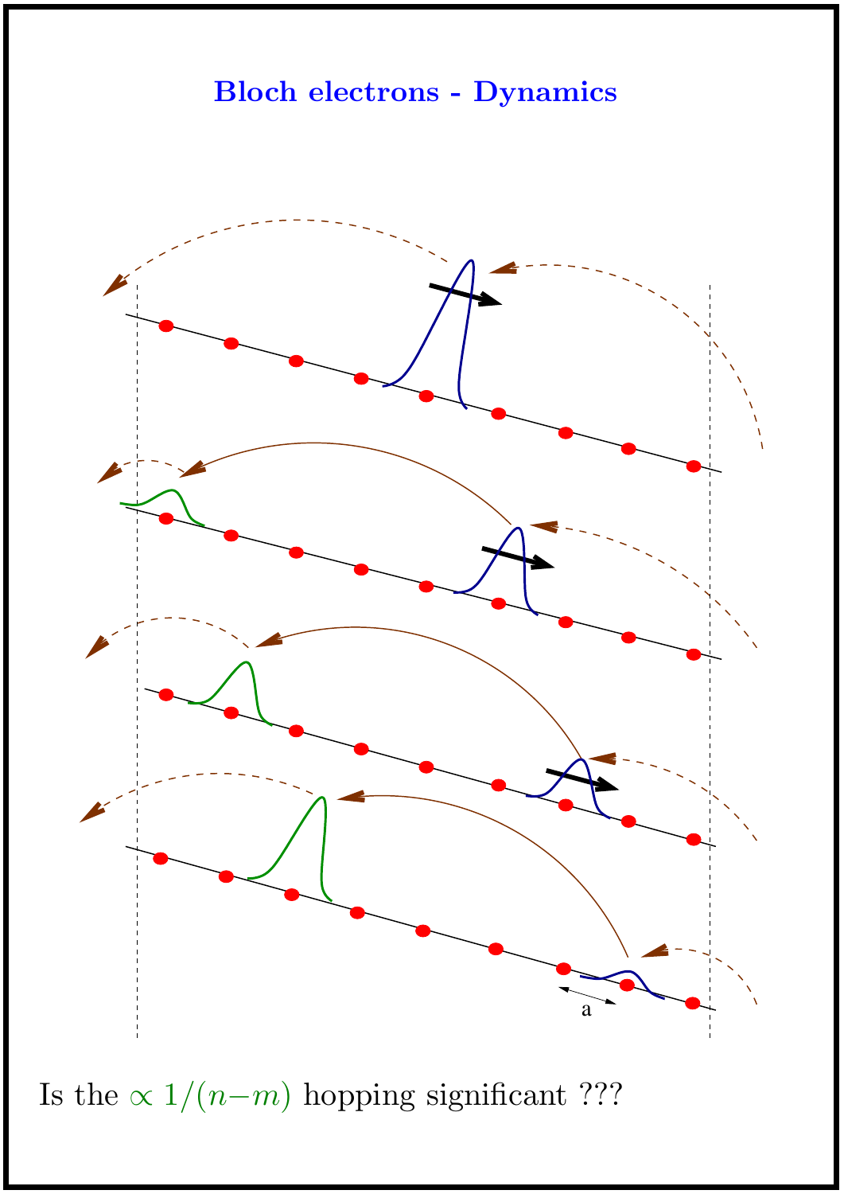# Bloch electrons - Dynamics

a

Is the $\propto 1/(n-m)$ hopping significant ???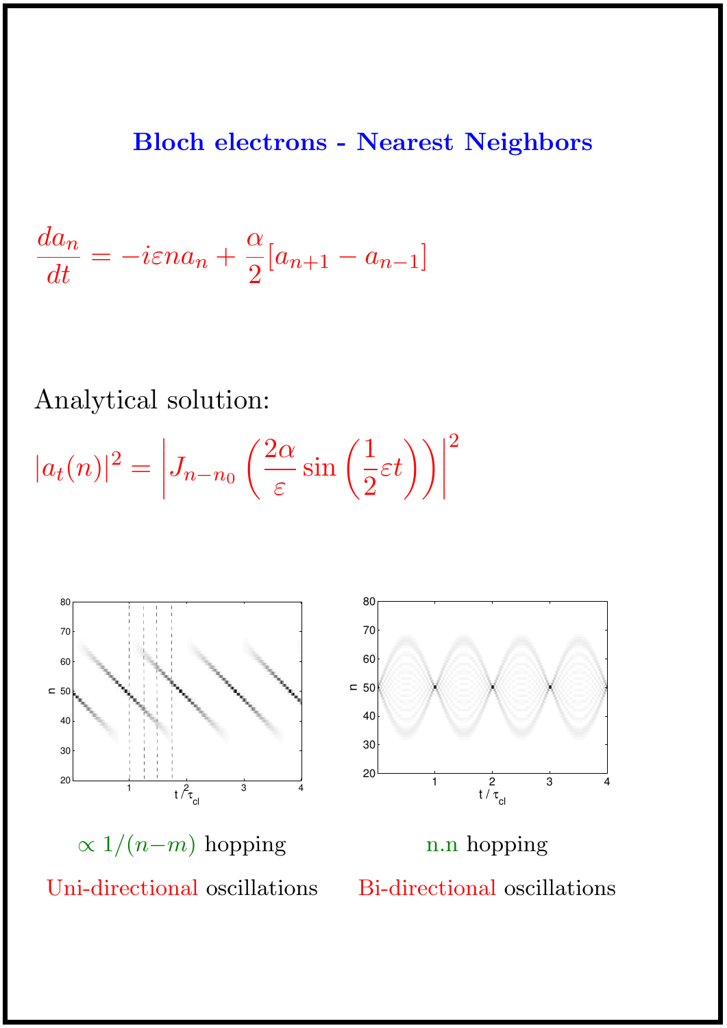## Bloch electrons - Nearest Neighbors

$$\frac{da_n}{dt} = -i\varepsilon n a_n + \frac{\alpha}{2}[a_{n+1} - a_{n-1}]$$

Analytical solution:

$$|a_t(n)|^2 = \left| J_{n-n_0}\left(\frac{2\alpha}{\varepsilon}\sin\left(\frac{1}{2}\varepsilon t\right)\right)\right|^2$$

$\propto 1/(n-m)$ hopping

Uni-directional oscillations

n.n hopping

Bi-directional oscillations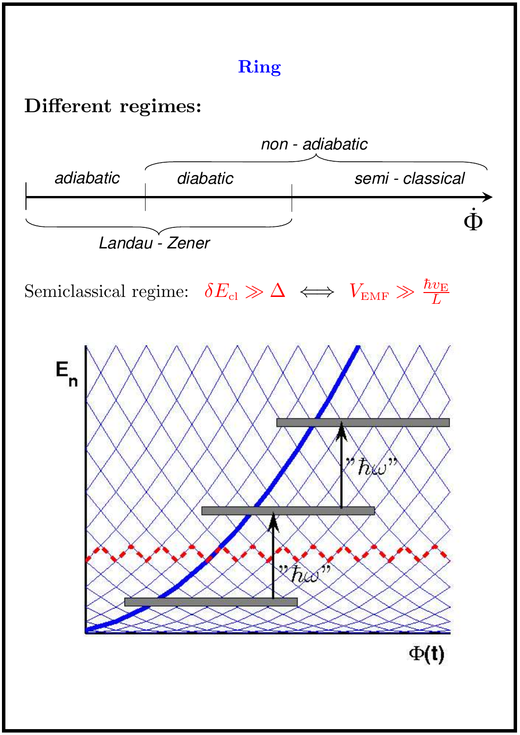**Ring**

**Different regimes:**

non - adiabatic

adiabatic

diabatic

semi - classical

$\dot{\Phi}$

Landau - Zener

Semiclassical regime: $\delta E_{\text{cl}} \gg \Delta \iff V_{\text{EMF}} \gg \frac{\hbar v_{\text{E}}}{L}$

$E_n$

"$\hbar\omega$"

"$\hbar\omega$"

$\Phi(t)$